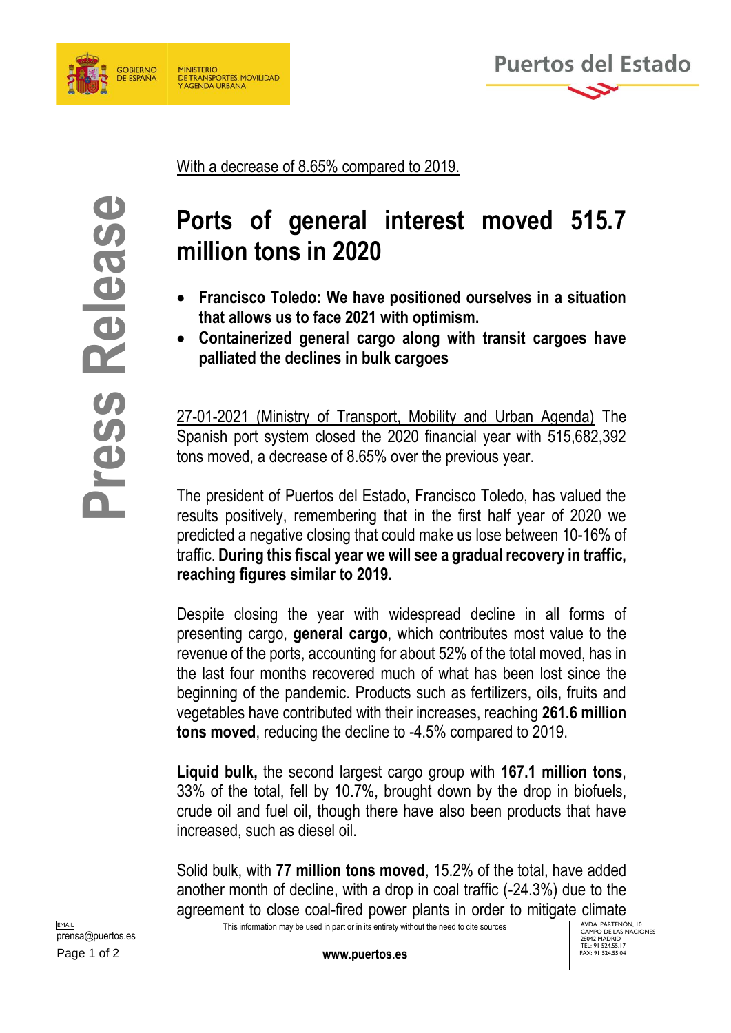With a decrease of 8.65% compared to 2019.

# Ports of general interest moved 515.7 million tons in 2020

- **Francisco Toledo: We have positioned ourselves in a situation that allows us to face 2021 with optimism.**
- **Containerized general cargo along with transit cargoes have palliated the declines in bulk cargoes**

27-01-2021 (Ministry of Transport, Mobility and Urban Agenda) The Spanish port system closed the 2020 financial year with 515,682,392 tons moved, a decrease of 8.65% over the previous year.

The president of Puertos del Estado, Francisco Toledo, has valued the results positively, remembering that in the first half year of 2020 we predicted a negative closing that could make us lose between 10-16% of traffic. **During this fiscal year we will see a gradual recovery in traffic, reaching figures similar to 2019.**

Despite closing the year with widespread decline in all forms of presenting cargo, **general cargo**, which contributes most value to the revenue of the ports, accounting for about 52% of the total moved, has in the last four months recovered much of what has been lost since the beginning of the pandemic. Products such as fertilizers, oils, fruits and vegetables have contributed with their increases, reaching **261.6 million tons moved**, reducing the decline to -4.5% compared to 2019.

**Liquid bulk,** the second largest cargo group with **167.1 million tons**, 33% of the total, fell by 10.7%, brought down by the drop in biofuels, crude oil and fuel oil, though there have also been products that have increased, such as diesel oil.

Solid bulk, with **77 million tons moved**, 15.2% of the total, have added another month of decline, with a drop in coal traffic (-24.3%) due to the agreement to close coal-fired power plants in order to mitigate climate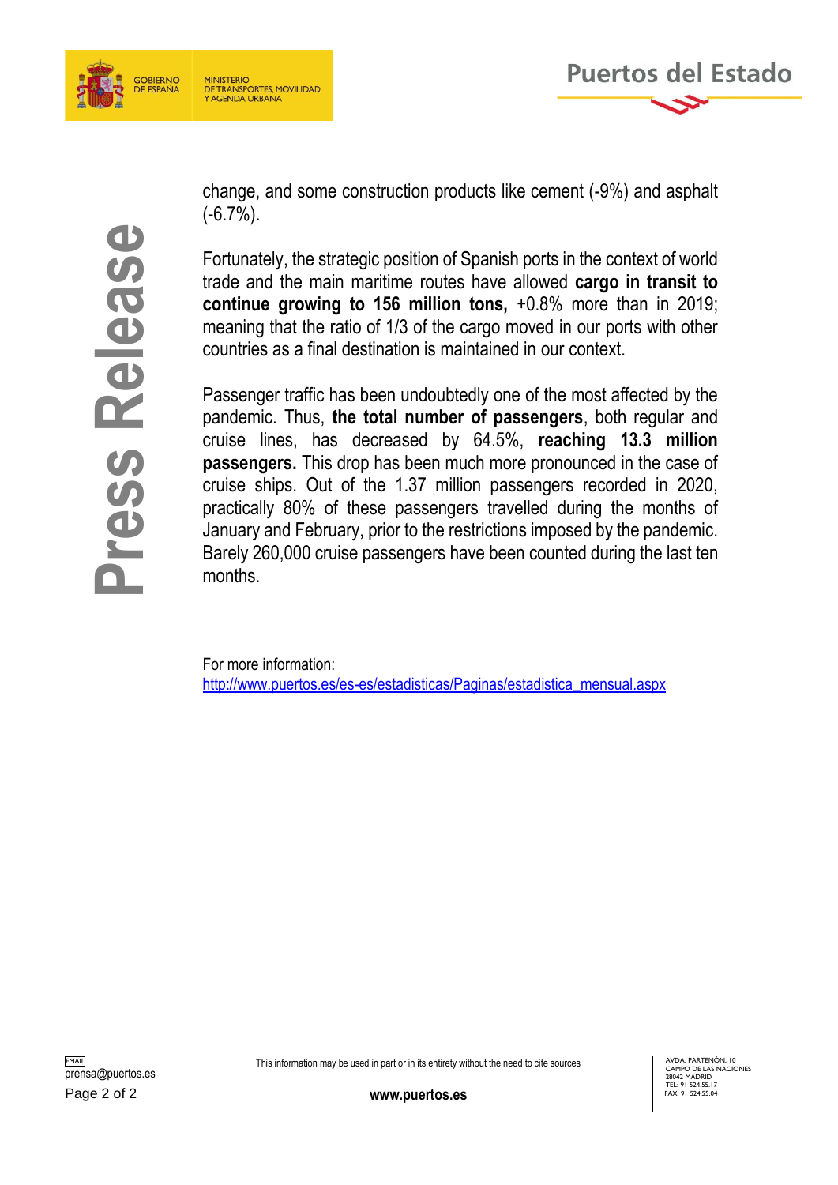change, and some construction products like cement (-9%) and asphalt (-6.7%).

Fortunately, the strategic position of Spanish ports in the context of world trade and the main maritime routes have allowed **cargo in transit to continue growing to 156 million tons,** +0.8% more than in 2019; meaning that the ratio of 1/3 of the cargo moved in our ports with other countries as a final destination is maintained in our context.

Passenger traffic has been undoubtedly one of the most affected by the pandemic. Thus, **the total number of passengers**, both regular and cruise lines, has decreased by 64.5%, **reaching 13.3 million passengers.** This drop has been much more pronounced in the case of cruise ships. Out of the 1.37 million passengers recorded in 2020, practically 80% of these passengers travelled during the months of January and February, prior to the restrictions imposed by the pandemic. Barely 260,000 cruise passengers have been counted during the last ten months.

For more information:
http://www.puertos.es/es-es/estadisticas/Paginas/estadistica_mensual.aspx